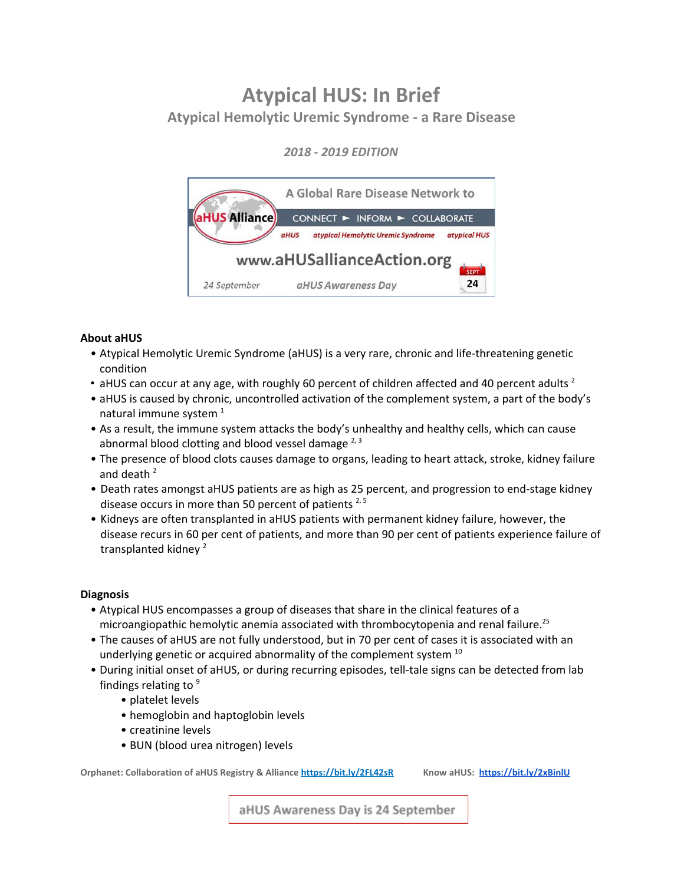# Atypical HUS: In Brief

## Atypical Hemolytic Uremic Syndrome - a Rare Disease

*2018 - 2019 EDITION*

A Global Rare Disease Network to

CONNECT ► INFORM ► COLLABORATE

aHUS Alliance

*aHUS* *atypical Hemolytic Uremic Syndrome* *atypical HUS*

www.aHUSallianceAction.org

*24 September* *aHUS Awareness Day* SEPT 24

### About aHUS

- Atypical Hemolytic Uremic Syndrome (aHUS) is a very rare, chronic and life-threatening genetic condition
- aHUS can occur at any age, with roughly 60 percent of children affected and 40 percent adults [2]
- aHUS is caused by chronic, uncontrolled activation of the complement system, a part of the body's natural immune system [1]
- As a result, the immune system attacks the body's unhealthy and healthy cells, which can cause abnormal blood clotting and blood vessel damage [2, 3]
- The presence of blood clots causes damage to organs, leading to heart attack, stroke, kidney failure and death [2]
- Death rates amongst aHUS patients are as high as 25 percent, and progression to end-stage kidney disease occurs in more than 50 percent of patients [2, 5]
- Kidneys are often transplanted in aHUS patients with permanent kidney failure, however, the disease recurs in 60 per cent of patients, and more than 90 per cent of patients experience failure of transplanted kidney [2]

### Diagnosis

- Atypical HUS encompasses a group of diseases that share in the clinical features of a microangiopathic hemolytic anemia associated with thrombocytopenia and renal failure.[25]
- The causes of aHUS are not fully understood, but in 70 per cent of cases it is associated with an underlying genetic or acquired abnormality of the complement system [10]
- During initial onset of aHUS, or during recurring episodes, tell-tale signs can be detected from lab findings relating to [9]
  - platelet levels
  - hemoglobin and haptoglobin levels
  - creatinine levels
  - BUN (blood urea nitrogen) levels

**Orphanet: Collaboration of aHUS Registry & Alliance** https://bit.ly/2FL42sR **Know aHUS:** https://bit.ly/2xBinlU

aHUS Awareness Day is 24 September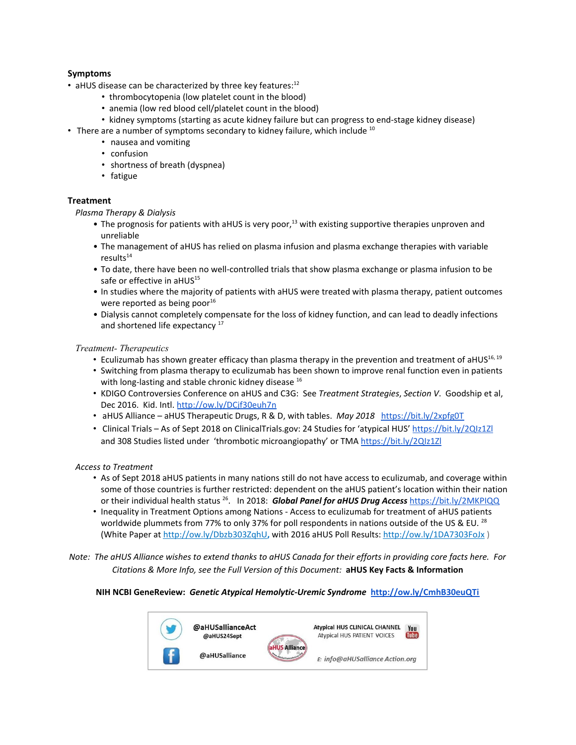## Symptoms

- aHUS disease can be characterized by three key features:[12]
  - thrombocytopenia (low platelet count in the blood)
  - anemia (low red blood cell/platelet count in the blood)
  - kidney symptoms (starting as acute kidney failure but can progress to end-stage kidney disease)
- There are a number of symptoms secondary to kidney failure, which include [10]
  - nausea and vomiting
  - confusion
  - shortness of breath (dyspnea)
  - fatigue

## Treatment

*Plasma Therapy & Dialysis*

- The prognosis for patients with aHUS is very poor,[13] with existing supportive therapies unproven and unreliable
- The management of aHUS has relied on plasma infusion and plasma exchange therapies with variable results[14]
- To date, there have been no well-controlled trials that show plasma exchange or plasma infusion to be safe or effective in aHUS[15]
- In studies where the majority of patients with aHUS were treated with plasma therapy, patient outcomes were reported as being poor[16]
- Dialysis cannot completely compensate for the loss of kidney function, and can lead to deadly infections and shortened life expectancy [17]

*Treatment- Therapeutics*

- Eculizumab has shown greater efficacy than plasma therapy in the prevention and treatment of aHUS[16, 19]
- Switching from plasma therapy to eculizumab has been shown to improve renal function even in patients with long-lasting and stable chronic kidney disease [16]
- KDIGO Controversies Conference on aHUS and C3G: See *Treatment Strategies*, *Section V*. Goodship et al, Dec 2016. Kid. Intl. http://ow.ly/DCjf30euh7n
- aHUS Alliance – aHUS Therapeutic Drugs, R & D, with tables. *May 2018* https://bit.ly/2xpfg0T
- Clinical Trials – As of Sept 2018 on ClinicalTrials.gov: 24 Studies for 'atypical HUS' https://bit.ly/2QIz1Zl and 308 Studies listed under 'thrombotic microangiopathy' or TMA https://bit.ly/2QIz1Zl

*Access to Treatment*

- As of Sept 2018 aHUS patients in many nations still do not have access to eculizumab, and coverage within some of those countries is further restricted: dependent on the aHUS patient's location within their nation or their individual health status [26]. In 2018: ***Global Panel for aHUS Drug Access*** https://bit.ly/2MKPIQQ
- Inequality in Treatment Options among Nations - Access to eculizumab for treatment of aHUS patients worldwide plummets from 77% to only 37% for poll respondents in nations outside of the US & EU. [28] (White Paper at http://ow.ly/Dbzb303ZqhU, with 2016 aHUS Poll Results: http://ow.ly/1DA7303FoJx )

*Note: The aHUS Alliance wishes to extend thanks to aHUS Canada for their efforts in providing core facts here. For Citations & More Info, see the Full Version of this Document:* **aHUS Key Facts & Information**

**NIH NCBI GeneReview: *Genetic Atypical Hemolytic-Uremic Syndrome* http://ow.ly/CmhB30euQTi**

@aHUSallianceAct
@aHUS24Sept
@aHUSalliance
aHUS Alliance
Atypical HUS CLINICAL CHANNEL
Atypical HUS PATIENT VOICES
E: info@aHUSalliance Action.org